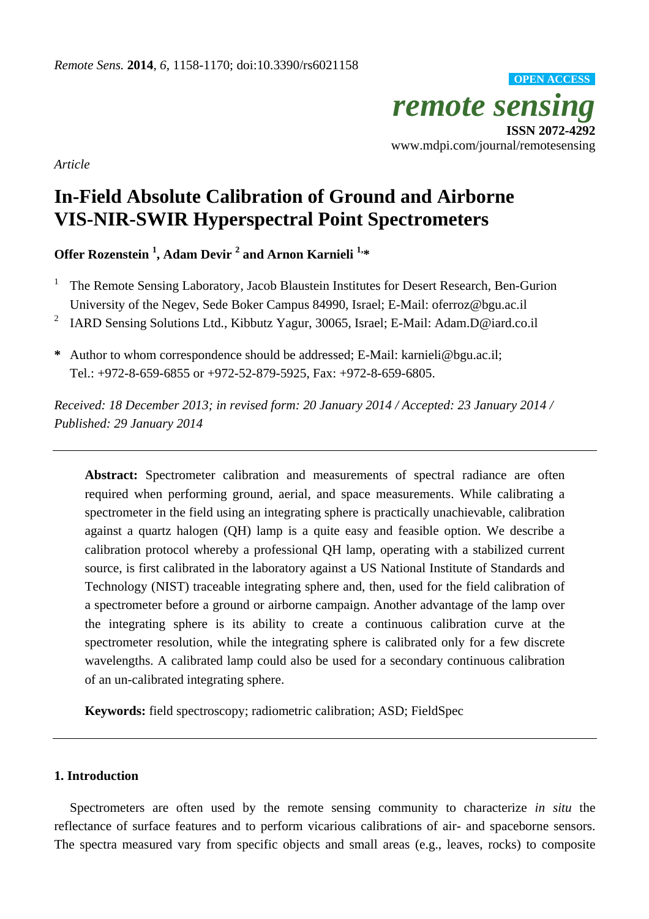*Article*

# In-Field Absolute Calibration of Ground and Airborne VIS-NIR-SWIR Hyperspectral Point Spectrometers

**Offer Rozenstein [1], Adam Devir [2] and Arnon Karnieli [1,*]**

[1] The Remote Sensing Laboratory, Jacob Blaustein Institutes for Desert Research, Ben-Gurion University of the Negev, Sede Boker Campus 84990, Israel; E-Mail: oferroz@bgu.ac.il

[2] IARD Sensing Solutions Ltd., Kibbutz Yagur, 30065, Israel; E-Mail: Adam.D@iard.co.il

**\*** Author to whom correspondence should be addressed; E-Mail: karnieli@bgu.ac.il; Tel.: +972-8-659-6855 or +972-52-879-5925, Fax: +972-8-659-6805.

*Received: 18 December 2013; in revised form: 20 January 2014 / Accepted: 23 January 2014 / Published: 29 January 2014*

---

**Abstract:** Spectrometer calibration and measurements of spectral radiance are often required when performing ground, aerial, and space measurements. While calibrating a spectrometer in the field using an integrating sphere is practically unachievable, calibration against a quartz halogen (QH) lamp is a quite easy and feasible option. We describe a calibration protocol whereby a professional QH lamp, operating with a stabilized current source, is first calibrated in the laboratory against a US National Institute of Standards and Technology (NIST) traceable integrating sphere and, then, used for the field calibration of a spectrometer before a ground or airborne campaign. Another advantage of the lamp over the integrating sphere is its ability to create a continuous calibration curve at the spectrometer resolution, while the integrating sphere is calibrated only for a few discrete wavelengths. A calibrated lamp could also be used for a secondary continuous calibration of an un-calibrated integrating sphere.

**Keywords:** field spectroscopy; radiometric calibration; ASD; FieldSpec

---

## 1. Introduction

Spectrometers are often used by the remote sensing community to characterize *in situ* the reflectance of surface features and to perform vicarious calibrations of air- and spaceborne sensors. The spectra measured vary from specific objects and small areas (e.g., leaves, rocks) to composite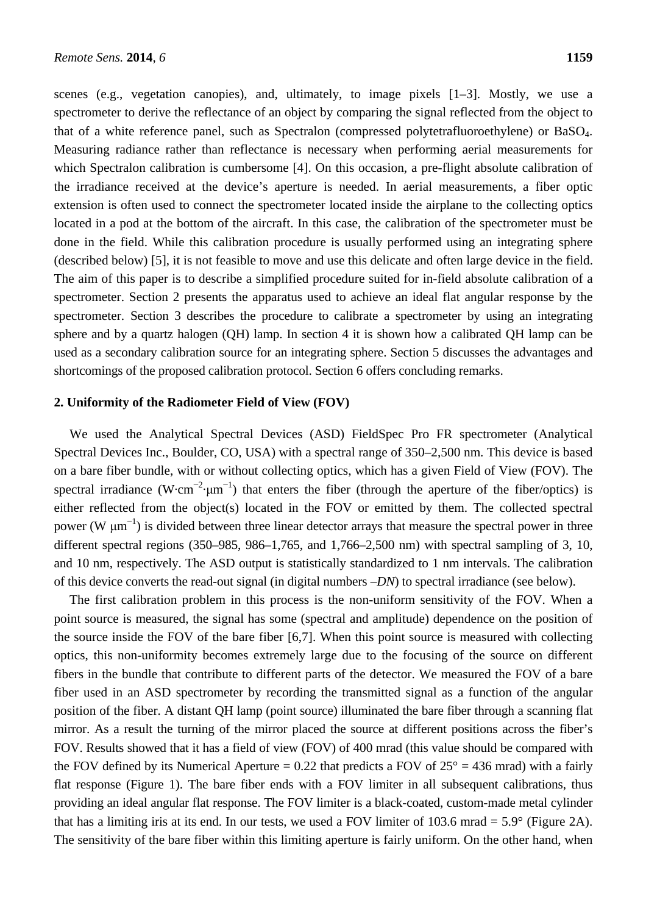scenes (e.g., vegetation canopies), and, ultimately, to image pixels [1–3]. Mostly, we use a spectrometer to derive the reflectance of an object by comparing the signal reflected from the object to that of a white reference panel, such as Spectralon (compressed polytetrafluoroethylene) or $BaSO_4$. Measuring radiance rather than reflectance is necessary when performing aerial measurements for which Spectralon calibration is cumbersome [4]. On this occasion, a pre-flight absolute calibration of the irradiance received at the device's aperture is needed. In aerial measurements, a fiber optic extension is often used to connect the spectrometer located inside the airplane to the collecting optics located in a pod at the bottom of the aircraft. In this case, the calibration of the spectrometer must be done in the field. While this calibration procedure is usually performed using an integrating sphere (described below) [5], it is not feasible to move and use this delicate and often large device in the field. The aim of this paper is to describe a simplified procedure suited for in-field absolute calibration of a spectrometer. Section 2 presents the apparatus used to achieve an ideal flat angular response by the spectrometer. Section 3 describes the procedure to calibrate a spectrometer by using an integrating sphere and by a quartz halogen (QH) lamp. In section 4 it is shown how a calibrated QH lamp can be used as a secondary calibration source for an integrating sphere. Section 5 discusses the advantages and shortcomings of the proposed calibration protocol. Section 6 offers concluding remarks.

## 2. Uniformity of the Radiometer Field of View (FOV)

We used the Analytical Spectral Devices (ASD) FieldSpec Pro FR spectrometer (Analytical Spectral Devices Inc., Boulder, CO, USA) with a spectral range of 350–2,500 nm. This device is based on a bare fiber bundle, with or without collecting optics, which has a given Field of View (FOV). The spectral irradiance ($W \cdot cm^{-2} \cdot \mu m^{-1}$) that enters the fiber (through the aperture of the fiber/optics) is either reflected from the object(s) located in the FOV or emitted by them. The collected spectral power ($W\ \mu m^{-1}$) is divided between three linear detector arrays that measure the spectral power in three different spectral regions (350–985, 986–1,765, and 1,766–2,500 nm) with spectral sampling of 3, 10, and 10 nm, respectively. The ASD output is statistically standardized to 1 nm intervals. The calibration of this device converts the read-out signal (in digital numbers –*DN*) to spectral irradiance (see below).

The first calibration problem in this process is the non-uniform sensitivity of the FOV. When a point source is measured, the signal has some (spectral and amplitude) dependence on the position of the source inside the FOV of the bare fiber [6,7]. When this point source is measured with collecting optics, this non-uniformity becomes extremely large due to the focusing of the source on different fibers in the bundle that contribute to different parts of the detector. We measured the FOV of a bare fiber used in an ASD spectrometer by recording the transmitted signal as a function of the angular position of the fiber. A distant QH lamp (point source) illuminated the bare fiber through a scanning flat mirror. As a result the turning of the mirror placed the source at different positions across the fiber's FOV. Results showed that it has a field of view (FOV) of 400 mrad (this value should be compared with the FOV defined by its Numerical Aperture = 0.22 that predicts a FOV of 25° = 436 mrad) with a fairly flat response (Figure 1). The bare fiber ends with a FOV limiter in all subsequent calibrations, thus providing an ideal angular flat response. The FOV limiter is a black-coated, custom-made metal cylinder that has a limiting iris at its end. In our tests, we used a FOV limiter of 103.6 mrad = 5.9° (Figure 2A). The sensitivity of the bare fiber within this limiting aperture is fairly uniform. On the other hand, when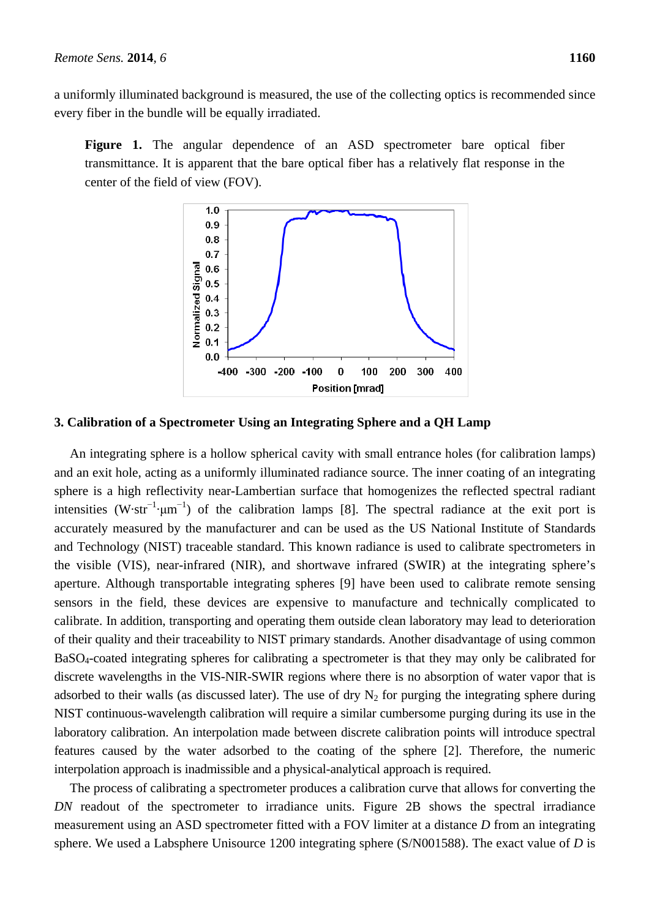a uniformly illuminated background is measured, the use of the collecting optics is recommended since every fiber in the bundle will be equally irradiated.

**Figure 1.** The angular dependence of an ASD spectrometer bare optical fiber transmittance. It is apparent that the bare optical fiber has a relatively flat response in the center of the field of view (FOV).

## 3. Calibration of a Spectrometer Using an Integrating Sphere and a QH Lamp

An integrating sphere is a hollow spherical cavity with small entrance holes (for calibration lamps) and an exit hole, acting as a uniformly illuminated radiance source. The inner coating of an integrating sphere is a high reflectivity near-Lambertian surface that homogenizes the reflected spectral radiant intensities ($W \cdot str^{-1} \cdot \mu m^{-1}$) of the calibration lamps [8]. The spectral radiance at the exit port is accurately measured by the manufacturer and can be used as the US National Institute of Standards and Technology (NIST) traceable standard. This known radiance is used to calibrate spectrometers in the visible (VIS), near-infrared (NIR), and shortwave infrared (SWIR) at the integrating sphere's aperture. Although transportable integrating spheres [9] have been used to calibrate remote sensing sensors in the field, these devices are expensive to manufacture and technically complicated to calibrate. In addition, transporting and operating them outside clean laboratory may lead to deterioration of their quality and their traceability to NIST primary standards. Another disadvantage of using common $BaSO_4$-coated integrating spheres for calibrating a spectrometer is that they may only be calibrated for discrete wavelengths in the VIS-NIR-SWIR regions where there is no absorption of water vapor that is adsorbed to their walls (as discussed later). The use of dry $N_2$ for purging the integrating sphere during NIST continuous-wavelength calibration will require a similar cumbersome purging during its use in the laboratory calibration. An interpolation made between discrete calibration points will introduce spectral features caused by the water adsorbed to the coating of the sphere [2]. Therefore, the numeric interpolation approach is inadmissible and a physical-analytical approach is required.

The process of calibrating a spectrometer produces a calibration curve that allows for converting the *DN* readout of the spectrometer to irradiance units. Figure 2B shows the spectral irradiance measurement using an ASD spectrometer fitted with a FOV limiter at a distance *D* from an integrating sphere. We used a Labsphere Unisource 1200 integrating sphere (S/N001588). The exact value of *D* is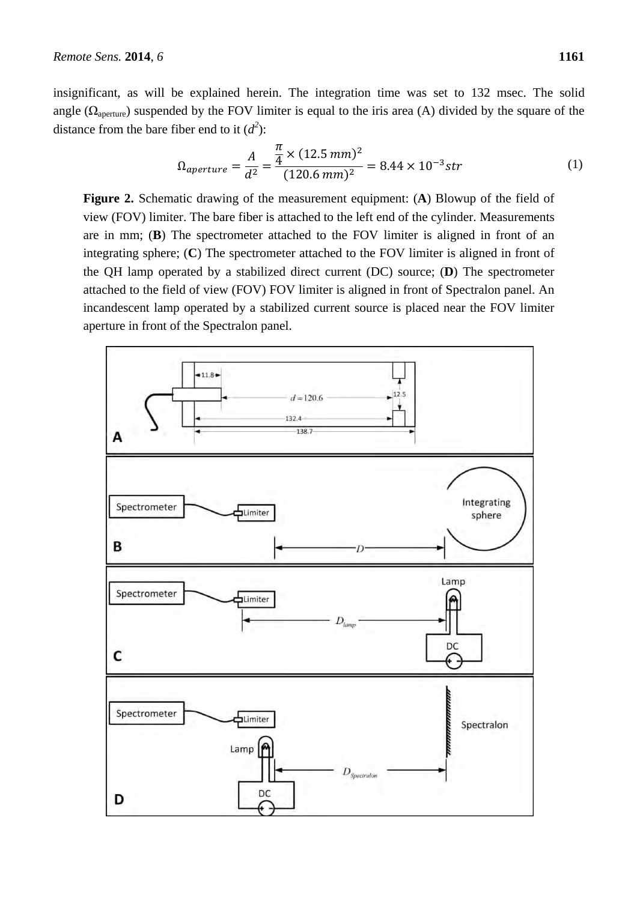insignificant, as will be explained herein. The integration time was set to 132 msec. The solid angle ($\Omega_{aperture}$) suspended by the FOV limiter is equal to the iris area (A) divided by the square of the distance from the bare fiber end to it ($d^2$):

$$\Omega_{aperture} = \frac{A}{d^2} = \frac{\frac{\pi}{4} \times (12.5\,mm)^2}{(120.6\,mm)^2} = 8.44 \times 10^{-3} str \tag{1}$$

**Figure 2.** Schematic drawing of the measurement equipment: (**A**) Blowup of the field of view (FOV) limiter. The bare fiber is attached to the left end of the cylinder. Measurements are in mm; (**B**) The spectrometer attached to the FOV limiter is aligned in front of an integrating sphere; (**C**) The spectrometer attached to the FOV limiter is aligned in front of the QH lamp operated by a stabilized direct current (DC) source; (**D**) The spectrometer attached to the field of view (FOV) FOV limiter is aligned in front of Spectralon panel. An incandescent lamp operated by a stabilized current source is placed near the FOV limiter aperture in front of the Spectralon panel.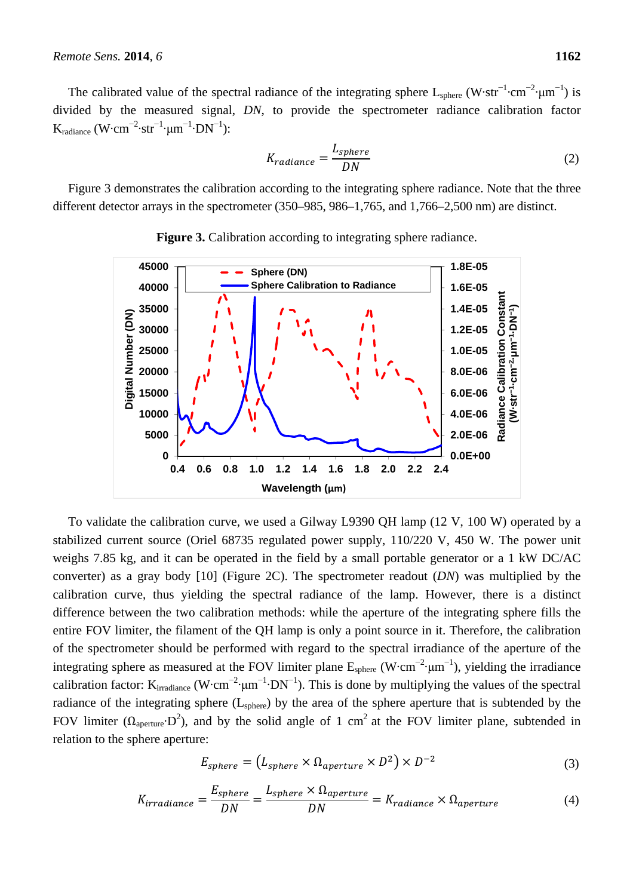The calibrated value of the spectral radiance of the integrating sphere $L_{sphere}$ ($W \cdot str^{-1} \cdot cm^{-2} \cdot \mu m^{-1}$) is divided by the measured signal, *DN*, to provide the spectrometer radiance calibration factor $K_{radiance}$ ($W \cdot cm^{-2} \cdot str^{-1} \cdot \mu m^{-1} \cdot DN^{-1}$):

$$K_{radiance} = \frac{L_{sphere}}{DN} \tag{2}$$

Figure 3 demonstrates the calibration according to the integrating sphere radiance. Note that the three different detector arrays in the spectrometer (350–985, 986–1,765, and 1,766–2,500 nm) are distinct.

**Figure 3.** Calibration according to integrating sphere radiance.

To validate the calibration curve, we used a Gilway L9390 QH lamp (12 V, 100 W) operated by a stabilized current source (Oriel 68735 regulated power supply, 110/220 V, 450 W. The power unit weighs 7.85 kg, and it can be operated in the field by a small portable generator or a 1 kW DC/AC converter) as a gray body [10] (Figure 2C). The spectrometer readout (*DN*) was multiplied by the calibration curve, thus yielding the spectral radiance of the lamp. However, there is a distinct difference between the two calibration methods: while the aperture of the integrating sphere fills the entire FOV limiter, the filament of the QH lamp is only a point source in it. Therefore, the calibration of the spectrometer should be performed with regard to the spectral irradiance of the aperture of the integrating sphere as measured at the FOV limiter plane $E_{sphere}$ ($W \cdot cm^{-2} \cdot \mu m^{-1}$), yielding the irradiance calibration factor: $K_{irradiance}$ ($W \cdot cm^{-2} \cdot \mu m^{-1} \cdot DN^{-1}$). This is done by multiplying the values of the spectral radiance of the integrating sphere ($L_{sphere}$) by the area of the sphere aperture that is subtended by the FOV limiter ($\Omega_{aperture} \cdot D^2$), and by the solid angle of 1 $cm^2$ at the FOV limiter plane, subtended in relation to the sphere aperture:

$$E_{sphere} = \left(L_{sphere} \times \Omega_{aperture} \times D^2\right) \times D^{-2} \tag{3}$$

$$K_{irradiance} = \frac{E_{sphere}}{DN} = \frac{L_{sphere} \times \Omega_{aperture}}{DN} = K_{radiance} \times \Omega_{aperture} \tag{4}$$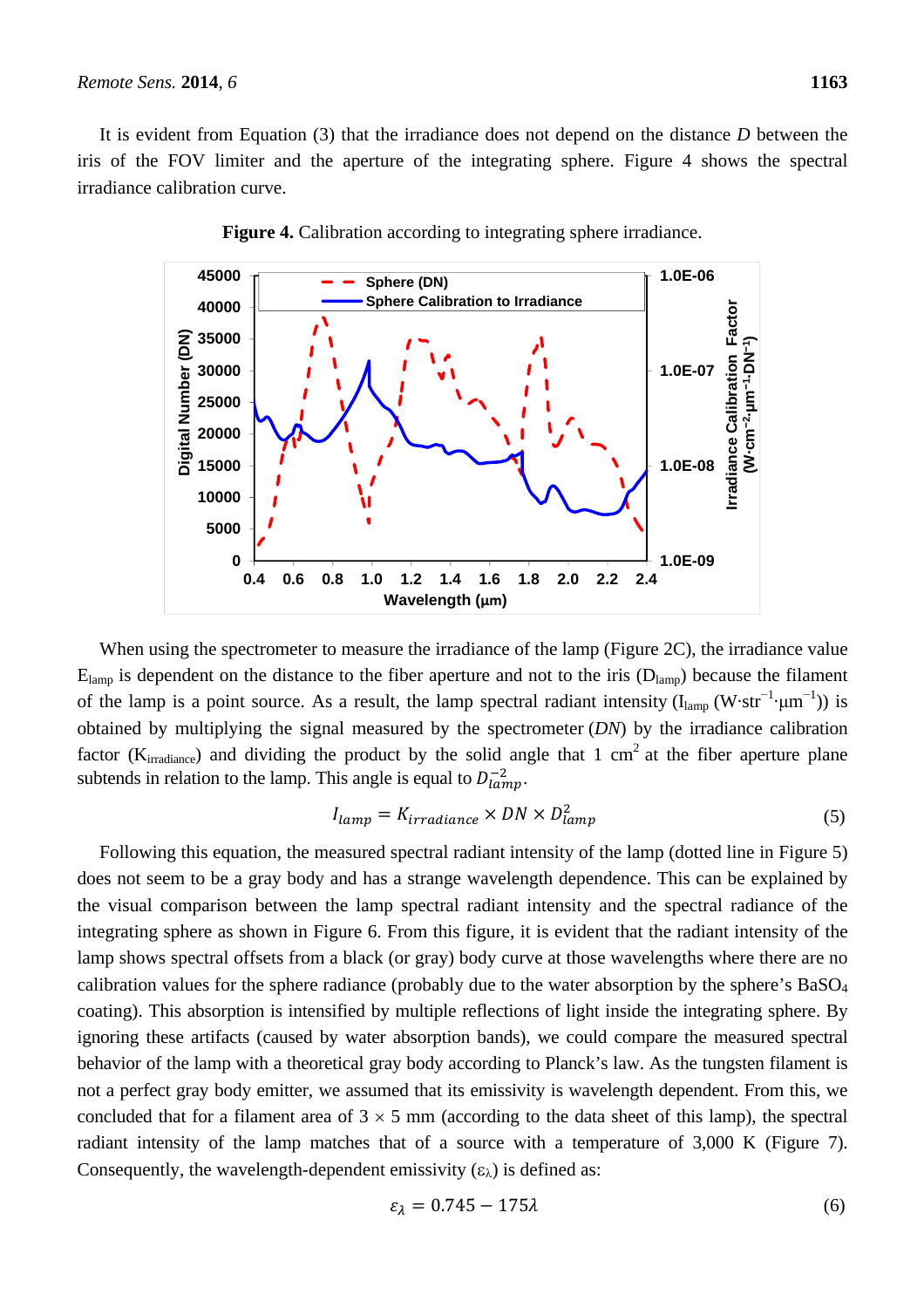It is evident from Equation (3) that the irradiance does not depend on the distance $D$ between the iris of the FOV limiter and the aperture of the integrating sphere. Figure 4 shows the spectral irradiance calibration curve.

**Figure 4.** Calibration according to integrating sphere irradiance.

When using the spectrometer to measure the irradiance of the lamp (Figure 2C), the irradiance value $E_{lamp}$ is dependent on the distance to the fiber aperture and not to the iris ($D_{lamp}$) because the filament of the lamp is a point source. As a result, the lamp spectral radiant intensity ($I_{lamp}$ ($W \cdot str^{-1} \cdot \mu m^{-1}$)) is obtained by multiplying the signal measured by the spectrometer ($DN$) by the irradiance calibration factor ($K_{irradiance}$) and dividing the product by the solid angle that 1 $cm^2$ at the fiber aperture plane subtends in relation to the lamp. This angle is equal to $D_{lamp}^{-2}$.

$$I_{lamp} = K_{irradiance} \times DN \times D_{lamp}^{2} \tag{5}$$

Following this equation, the measured spectral radiant intensity of the lamp (dotted line in Figure 5) does not seem to be a gray body and has a strange wavelength dependence. This can be explained by the visual comparison between the lamp spectral radiant intensity and the spectral radiance of the integrating sphere as shown in Figure 6. From this figure, it is evident that the radiant intensity of the lamp shows spectral offsets from a black (or gray) body curve at those wavelengths where there are no calibration values for the sphere radiance (probably due to the water absorption by the sphere's $BaSO_4$ coating). This absorption is intensified by multiple reflections of light inside the integrating sphere. By ignoring these artifacts (caused by water absorption bands), we could compare the measured spectral behavior of the lamp with a theoretical gray body according to Planck's law. As the tungsten filament is not a perfect gray body emitter, we assumed that its emissivity is wavelength dependent. From this, we concluded that for a filament area of 3 × 5 mm (according to the data sheet of this lamp), the spectral radiant intensity of the lamp matches that of a source with a temperature of 3,000 K (Figure 7). Consequently, the wavelength-dependent emissivity ($\varepsilon_\lambda$) is defined as:

$$\varepsilon_\lambda = 0.745 - 175\lambda \tag{6}$$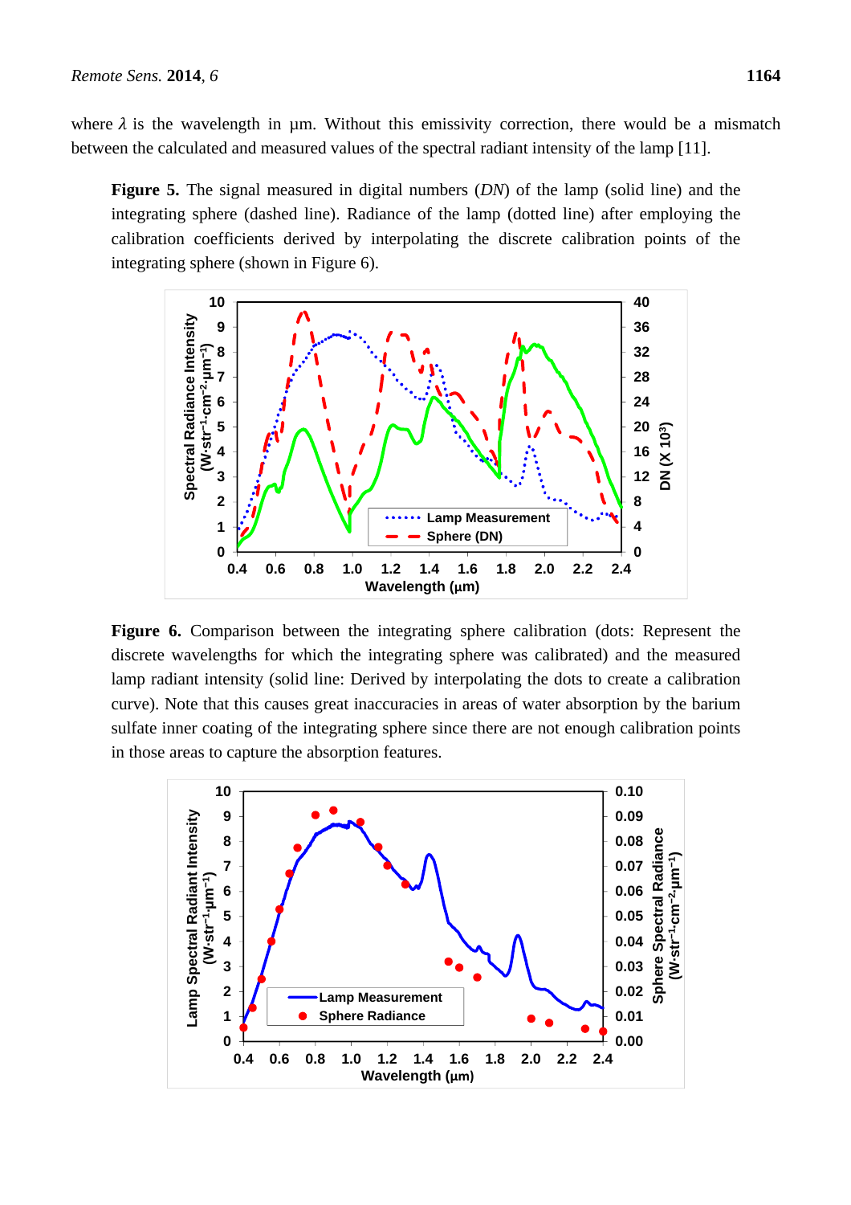where $\lambda$ is the wavelength in µm. Without this emissivity correction, there would be a mismatch between the calculated and measured values of the spectral radiant intensity of the lamp [11].

**Figure 5.** The signal measured in digital numbers (*DN*) of the lamp (solid line) and the integrating sphere (dashed line). Radiance of the lamp (dotted line) after employing the calibration coefficients derived by interpolating the discrete calibration points of the integrating sphere (shown in Figure 6).

**Figure 6.** Comparison between the integrating sphere calibration (dots: Represent the discrete wavelengths for which the integrating sphere was calibrated) and the measured lamp radiant intensity (solid line: Derived by interpolating the dots to create a calibration curve). Note that this causes great inaccuracies in areas of water absorption by the barium sulfate inner coating of the integrating sphere since there are not enough calibration points in those areas to capture the absorption features.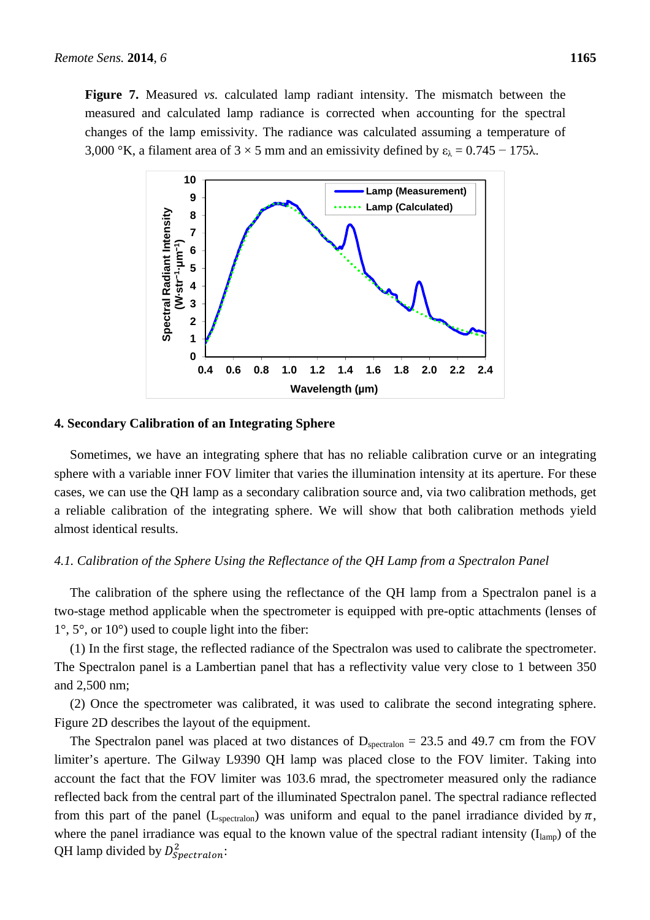**Figure 7.** Measured *vs.* calculated lamp radiant intensity. The mismatch between the measured and calculated lamp radiance is corrected when accounting for the spectral changes of the lamp emissivity. The radiance was calculated assuming a temperature of 3,000 °K, a filament area of 3 × 5 mm and an emissivity defined by $\varepsilon_\lambda = 0.745 - 175\lambda$.

## 4. Secondary Calibration of an Integrating Sphere

Sometimes, we have an integrating sphere that has no reliable calibration curve or an integrating sphere with a variable inner FOV limiter that varies the illumination intensity at its aperture. For these cases, we can use the QH lamp as a secondary calibration source and, via two calibration methods, get a reliable calibration of the integrating sphere. We will show that both calibration methods yield almost identical results.

### *4.1. Calibration of the Sphere Using the Reflectance of the QH Lamp from a Spectralon Panel*

The calibration of the sphere using the reflectance of the QH lamp from a Spectralon panel is a two-stage method applicable when the spectrometer is equipped with pre-optic attachments (lenses of 1°, 5°, or 10°) used to couple light into the fiber:

(1) In the first stage, the reflected radiance of the Spectralon was used to calibrate the spectrometer. The Spectralon panel is a Lambertian panel that has a reflectivity value very close to 1 between 350 and 2,500 nm;

(2) Once the spectrometer was calibrated, it was used to calibrate the second integrating sphere. Figure 2D describes the layout of the equipment.

The Spectralon panel was placed at two distances of $D_{spectralon}$ = 23.5 and 49.7 cm from the FOV limiter's aperture. The Gilway L9390 QH lamp was placed close to the FOV limiter. Taking into account the fact that the FOV limiter was 103.6 mrad, the spectrometer measured only the radiance reflected back from the central part of the illuminated Spectralon panel. The spectral radiance reflected from this part of the panel ($L_{spectralon}$) was uniform and equal to the panel irradiance divided by $\pi$, where the panel irradiance was equal to the known value of the spectral radiant intensity ($I_{lamp}$) of the QH lamp divided by $D_{Spectralon}^2$: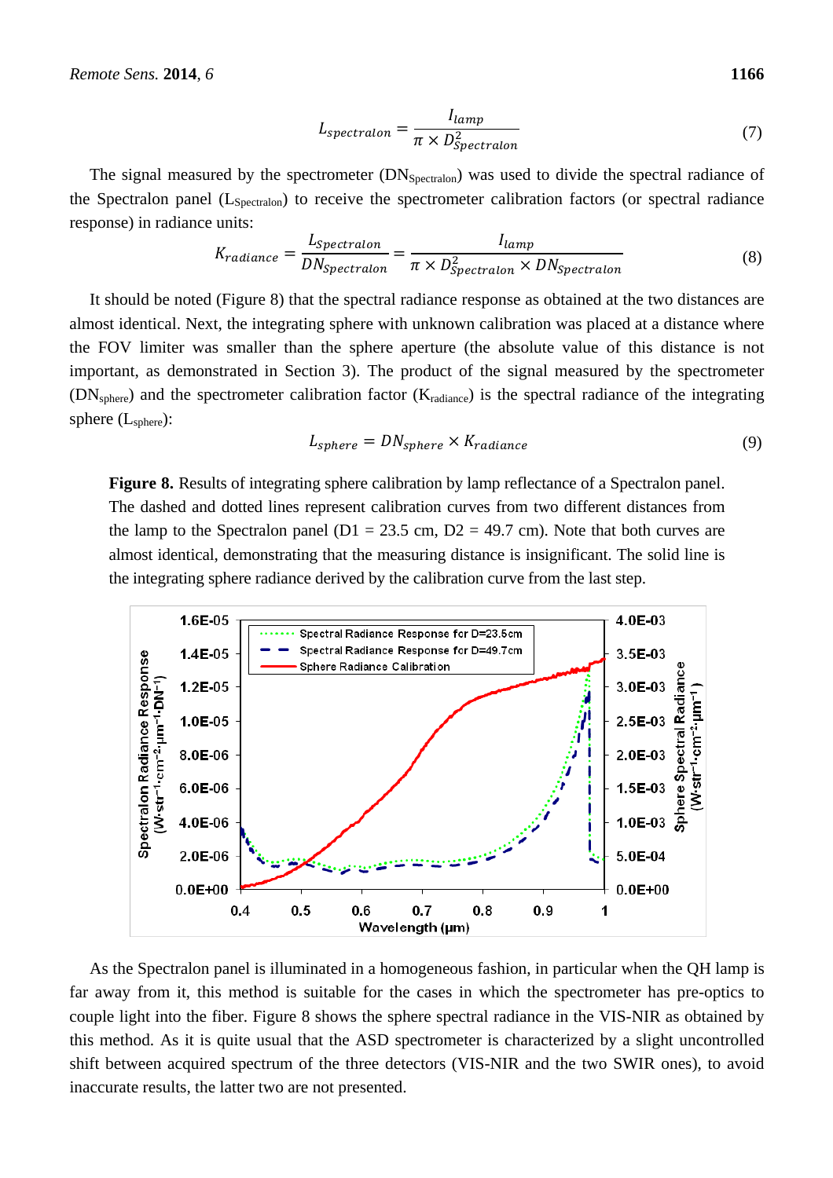$$L_{spectralon} = \frac{I_{lamp}}{\pi \times D_{Spectralon}^2} \quad (7)$$

The signal measured by the spectrometer ($DN_{Spectralon}$) was used to divide the spectral radiance of the Spectralon panel ($L_{Spectralon}$) to receive the spectrometer calibration factors (or spectral radiance response) in radiance units:

$$K_{radiance} = \frac{L_{Spectralon}}{DN_{Spectralon}} = \frac{I_{lamp}}{\pi \times D_{Spectralon}^2 \times DN_{Spectralon}} \quad (8)$$

It should be noted (Figure 8) that the spectral radiance response as obtained at the two distances are almost identical. Next, the integrating sphere with unknown calibration was placed at a distance where the FOV limiter was smaller than the sphere aperture (the absolute value of this distance is not important, as demonstrated in Section 3). The product of the signal measured by the spectrometer ($DN_{sphere}$) and the spectrometer calibration factor ($K_{radiance}$) is the spectral radiance of the integrating sphere ($L_{sphere}$):

$$L_{sphere} = DN_{sphere} \times K_{radiance} \quad (9)$$

**Figure 8.** Results of integrating sphere calibration by lamp reflectance of a Spectralon panel. The dashed and dotted lines represent calibration curves from two different distances from the lamp to the Spectralon panel (D1 = 23.5 cm, D2 = 49.7 cm). Note that both curves are almost identical, demonstrating that the measuring distance is insignificant. The solid line is the integrating sphere radiance derived by the calibration curve from the last step.

As the Spectralon panel is illuminated in a homogeneous fashion, in particular when the QH lamp is far away from it, this method is suitable for the cases in which the spectrometer has pre-optics to couple light into the fiber. Figure 8 shows the sphere spectral radiance in the VIS-NIR as obtained by this method. As it is quite usual that the ASD spectrometer is characterized by a slight uncontrolled shift between acquired spectrum of the three detectors (VIS-NIR and the two SWIR ones), to avoid inaccurate results, the latter two are not presented.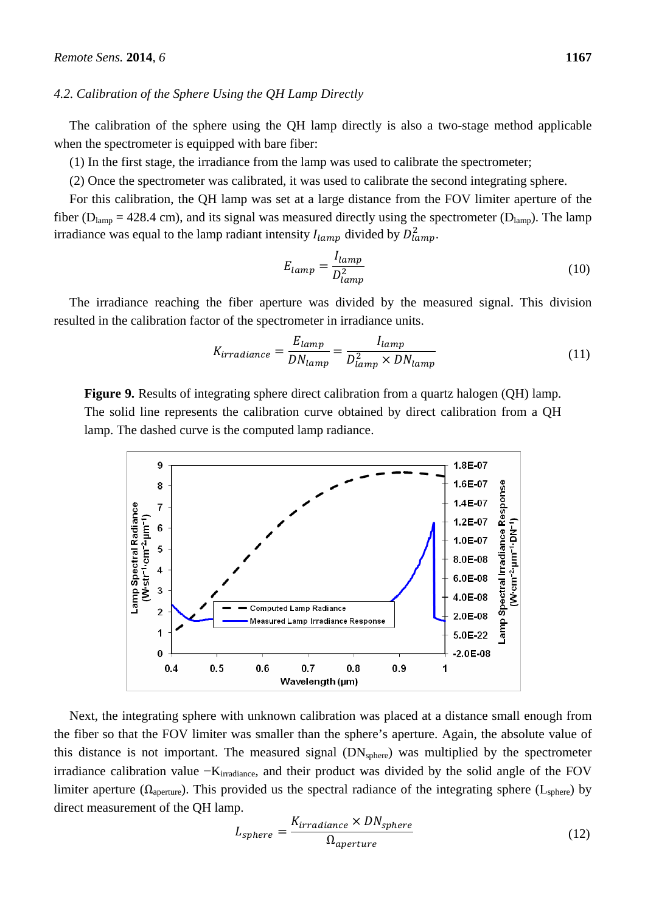### 4.2. Calibration of the Sphere Using the QH Lamp Directly

The calibration of the sphere using the QH lamp directly is also a two-stage method applicable when the spectrometer is equipped with bare fiber:

(1) In the first stage, the irradiance from the lamp was used to calibrate the spectrometer;

(2) Once the spectrometer was calibrated, it was used to calibrate the second integrating sphere.

For this calibration, the QH lamp was set at a large distance from the FOV limiter aperture of the fiber ($D_{lamp}$ = 428.4 cm), and its signal was measured directly using the spectrometer ($D_{lamp}$). The lamp irradiance was equal to the lamp radiant intensity $I_{lamp}$ divided by $D_{lamp}^2$.

$$E_{lamp} = \frac{I_{lamp}}{D_{lamp}^2} \tag{10}$$

The irradiance reaching the fiber aperture was divided by the measured signal. This division resulted in the calibration factor of the spectrometer in irradiance units.

$$K_{irradiance} = \frac{E_{lamp}}{DN_{lamp}} = \frac{I_{lamp}}{D_{lamp}^2 \times DN_{lamp}} \tag{11}$$

**Figure 9.** Results of integrating sphere direct calibration from a quartz halogen (QH) lamp. The solid line represents the calibration curve obtained by direct calibration from a QH lamp. The dashed curve is the computed lamp radiance.

Next, the integrating sphere with unknown calibration was placed at a distance small enough from the fiber so that the FOV limiter was smaller than the sphere's aperture. Again, the absolute value of this distance is not important. The measured signal ($DN_{sphere}$) was multiplied by the spectrometer irradiance calibration value $-K_{irradiance}$, and their product was divided by the solid angle of the FOV limiter aperture ($\Omega_{aperture}$). This provided us the spectral radiance of the integrating sphere ($L_{sphere}$) by direct measurement of the QH lamp.

$$L_{sphere} = \frac{K_{irradiance} \times DN_{sphere}}{\Omega_{aperture}} \tag{12}$$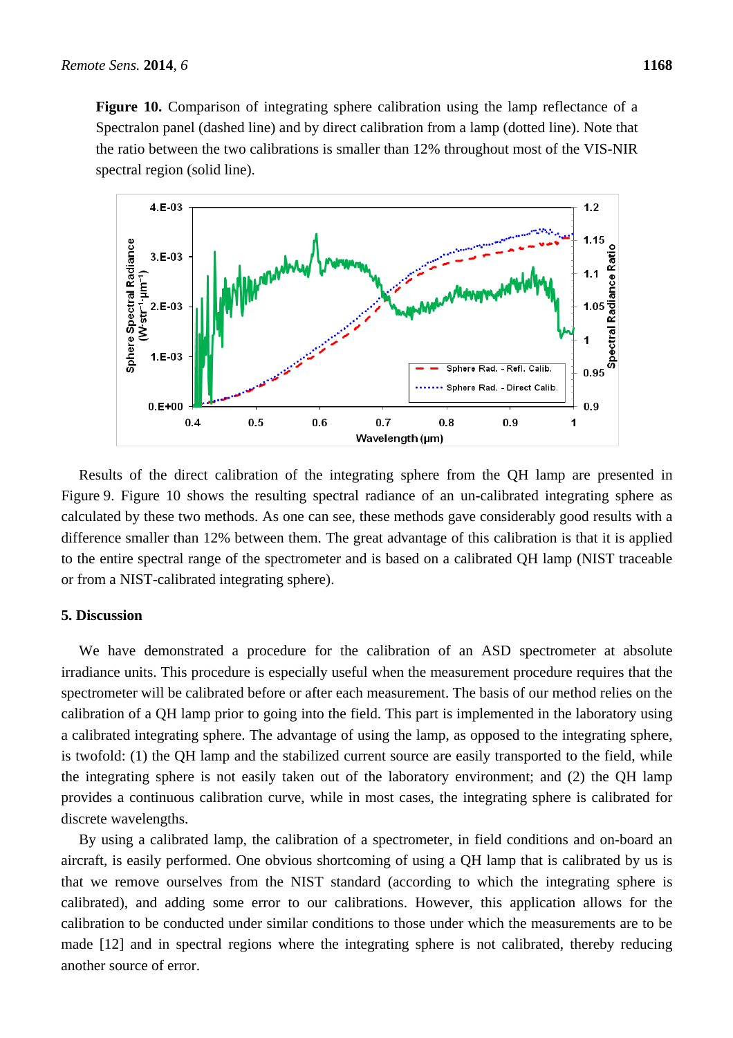**Figure 10.** Comparison of integrating sphere calibration using the lamp reflectance of a Spectralon panel (dashed line) and by direct calibration from a lamp (dotted line). Note that the ratio between the two calibrations is smaller than 12% throughout most of the VIS-NIR spectral region (solid line).

Results of the direct calibration of the integrating sphere from the QH lamp are presented in Figure 9. Figure 10 shows the resulting spectral radiance of an un-calibrated integrating sphere as calculated by these two methods. As one can see, these methods gave considerably good results with a difference smaller than 12% between them. The great advantage of this calibration is that it is applied to the entire spectral range of the spectrometer and is based on a calibrated QH lamp (NIST traceable or from a NIST-calibrated integrating sphere).

## 5. Discussion

We have demonstrated a procedure for the calibration of an ASD spectrometer at absolute irradiance units. This procedure is especially useful when the measurement procedure requires that the spectrometer will be calibrated before or after each measurement. The basis of our method relies on the calibration of a QH lamp prior to going into the field. This part is implemented in the laboratory using a calibrated integrating sphere. The advantage of using the lamp, as opposed to the integrating sphere, is twofold: (1) the QH lamp and the stabilized current source are easily transported to the field, while the integrating sphere is not easily taken out of the laboratory environment; and (2) the QH lamp provides a continuous calibration curve, while in most cases, the integrating sphere is calibrated for discrete wavelengths.

By using a calibrated lamp, the calibration of a spectrometer, in field conditions and on-board an aircraft, is easily performed. One obvious shortcoming of using a QH lamp that is calibrated by us is that we remove ourselves from the NIST standard (according to which the integrating sphere is calibrated), and adding some error to our calibrations. However, this application allows for the calibration to be conducted under similar conditions to those under which the measurements are to be made [12] and in spectral regions where the integrating sphere is not calibrated, thereby reducing another source of error.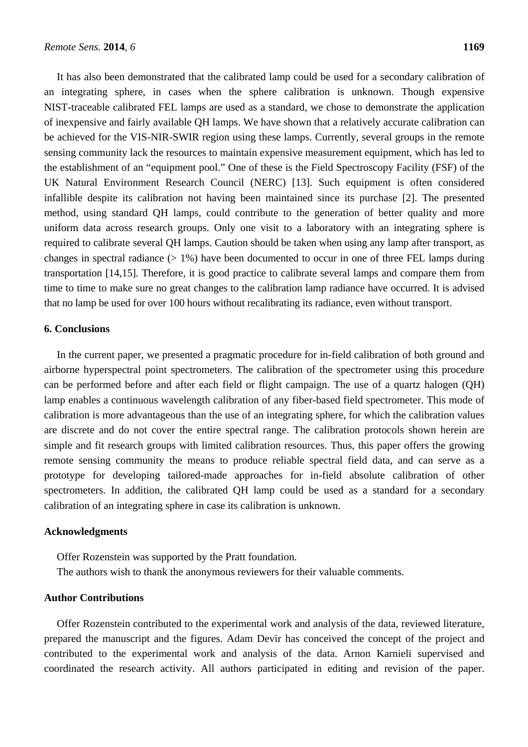It has also been demonstrated that the calibrated lamp could be used for a secondary calibration of an integrating sphere, in cases when the sphere calibration is unknown. Though expensive NIST-traceable calibrated FEL lamps are used as a standard, we chose to demonstrate the application of inexpensive and fairly available QH lamps. We have shown that a relatively accurate calibration can be achieved for the VIS-NIR-SWIR region using these lamps. Currently, several groups in the remote sensing community lack the resources to maintain expensive measurement equipment, which has led to the establishment of an "equipment pool." One of these is the Field Spectroscopy Facility (FSF) of the UK Natural Environment Research Council (NERC) [13]. Such equipment is often considered infallible despite its calibration not having been maintained since its purchase [2]. The presented method, using standard QH lamps, could contribute to the generation of better quality and more uniform data across research groups. Only one visit to a laboratory with an integrating sphere is required to calibrate several QH lamps. Caution should be taken when using any lamp after transport, as changes in spectral radiance (> 1%) have been documented to occur in one of three FEL lamps during transportation [14,15]. Therefore, it is good practice to calibrate several lamps and compare them from time to time to make sure no great changes to the calibration lamp radiance have occurred. It is advised that no lamp be used for over 100 hours without recalibrating its radiance, even without transport.

## 6. Conclusions

In the current paper, we presented a pragmatic procedure for in-field calibration of both ground and airborne hyperspectral point spectrometers. The calibration of the spectrometer using this procedure can be performed before and after each field or flight campaign. The use of a quartz halogen (QH) lamp enables a continuous wavelength calibration of any fiber-based field spectrometer. This mode of calibration is more advantageous than the use of an integrating sphere, for which the calibration values are discrete and do not cover the entire spectral range. The calibration protocols shown herein are simple and fit research groups with limited calibration resources. Thus, this paper offers the growing remote sensing community the means to produce reliable spectral field data, and can serve as a prototype for developing tailored-made approaches for in-field absolute calibration of other spectrometers. In addition, the calibrated QH lamp could be used as a standard for a secondary calibration of an integrating sphere in case its calibration is unknown.

## Acknowledgments

Offer Rozenstein was supported by the Pratt foundation.

The authors wish to thank the anonymous reviewers for their valuable comments.

## Author Contributions

Offer Rozenstein contributed to the experimental work and analysis of the data, reviewed literature, prepared the manuscript and the figures. Adam Devir has conceived the concept of the project and contributed to the experimental work and analysis of the data. Arnon Karnieli supervised and coordinated the research activity. All authors participated in editing and revision of the paper.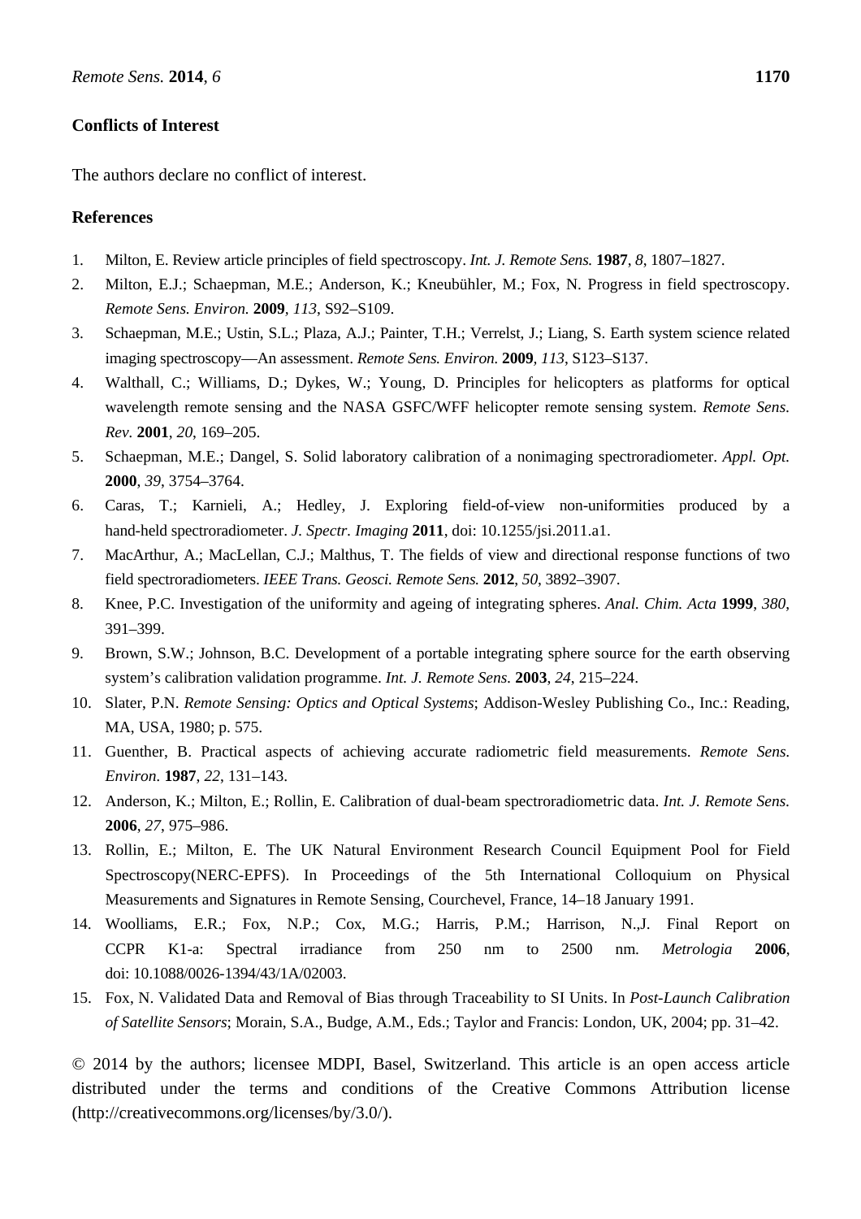## Conflicts of Interest

The authors declare no conflict of interest.

## References

1. Milton, E. Review article principles of field spectroscopy. *Int. J. Remote Sens.* **1987**, *8*, 1807–1827.
2. Milton, E.J.; Schaepman, M.E.; Anderson, K.; Kneubühler, M.; Fox, N. Progress in field spectroscopy. *Remote Sens. Environ.* **2009**, *113*, S92–S109.
3. Schaepman, M.E.; Ustin, S.L.; Plaza, A.J.; Painter, T.H.; Verrelst, J.; Liang, S. Earth system science related imaging spectroscopy—An assessment. *Remote Sens. Environ.* **2009**, *113*, S123–S137.
4. Walthall, C.; Williams, D.; Dykes, W.; Young, D. Principles for helicopters as platforms for optical wavelength remote sensing and the NASA GSFC/WFF helicopter remote sensing system. *Remote Sens. Rev.* **2001**, *20*, 169–205.
5. Schaepman, M.E.; Dangel, S. Solid laboratory calibration of a nonimaging spectroradiometer. *Appl. Opt.* **2000**, *39*, 3754–3764.
6. Caras, T.; Karnieli, A.; Hedley, J. Exploring field-of-view non-uniformities produced by a hand-held spectroradiometer. *J. Spectr. Imaging* **2011**, doi: 10.1255/jsi.2011.a1.
7. MacArthur, A.; MacLellan, C.J.; Malthus, T. The fields of view and directional response functions of two field spectroradiometers. *IEEE Trans. Geosci. Remote Sens.* **2012**, *50*, 3892–3907.
8. Knee, P.C. Investigation of the uniformity and ageing of integrating spheres. *Anal. Chim. Acta* **1999**, *380*, 391–399.
9. Brown, S.W.; Johnson, B.C. Development of a portable integrating sphere source for the earth observing system's calibration validation programme. *Int. J. Remote Sens.* **2003**, *24*, 215–224.
10. Slater, P.N. *Remote Sensing: Optics and Optical Systems*; Addison-Wesley Publishing Co., Inc.: Reading, MA, USA, 1980; p. 575.
11. Guenther, B. Practical aspects of achieving accurate radiometric field measurements. *Remote Sens. Environ.* **1987**, *22*, 131–143.
12. Anderson, K.; Milton, E.; Rollin, E. Calibration of dual-beam spectroradiometric data. *Int. J. Remote Sens.* **2006**, *27*, 975–986.
13. Rollin, E.; Milton, E. The UK Natural Environment Research Council Equipment Pool for Field Spectroscopy(NERC-EPFS). In Proceedings of the 5th International Colloquium on Physical Measurements and Signatures in Remote Sensing, Courchevel, France, 14–18 January 1991.
14. Woolliams, E.R.; Fox, N.P.; Cox, M.G.; Harris, P.M.; Harrison, N.,J. Final Report on CCPR K1-a: Spectral irradiance from 250 nm to 2500 nm. *Metrologia* **2006**, doi: 10.1088/0026-1394/43/1A/02003.
15. Fox, N. Validated Data and Removal of Bias through Traceability to SI Units. In *Post-Launch Calibration of Satellite Sensors*; Morain, S.A., Budge, A.M., Eds.; Taylor and Francis: London, UK, 2004; pp. 31–42.

© 2014 by the authors; licensee MDPI, Basel, Switzerland. This article is an open access article distributed under the terms and conditions of the Creative Commons Attribution license (http://creativecommons.org/licenses/by/3.0/).